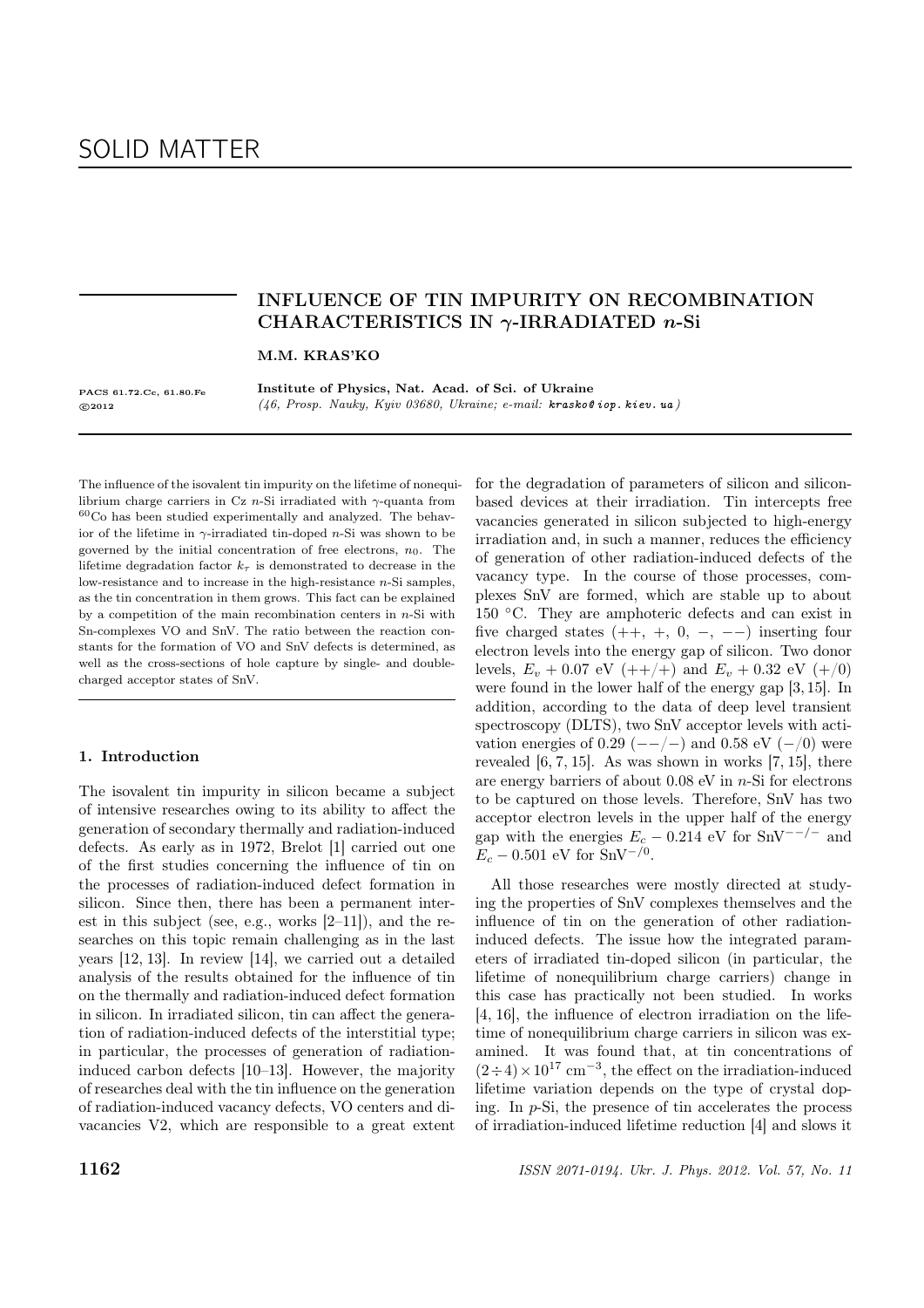# INFLUENCE OF TIN IMPURITY ON RECOMBINATION CHARACTERISTICS IN $\gamma$-IRRADIATED $n$-Si

**M.M. KRAS'KO**

PACS 61.72.Cc, 61.80.Fe
©2012

**Institute of Physics, Nat. Acad. of Sci. of Ukraine**
*(46, Prosp. Nauky, Kyiv 03680, Ukraine; e-mail:* ***krasko@iop.kiev.ua****)*

The influence of the isovalent tin impurity on the lifetime of nonequilibrium charge carriers in Cz $n$-Si irradiated with $\gamma$-quanta from $^{60}$Co has been studied experimentally and analyzed. The behavior of the lifetime in $\gamma$-irradiated tin-doped $n$-Si was shown to be governed by the initial concentration of free electrons, $n_0$. The lifetime degradation factor $k_\tau$ is demonstrated to decrease in the low-resistance and to increase in the high-resistance $n$-Si samples, as the tin concentration in them grows. This fact can be explained by a competition of the main recombination centers in $n$-Si with Sn-complexes VO and SnV. The ratio between the reaction constants for the formation of VO and SnV defects is determined, as well as the cross-sections of hole capture by single- and double-charged acceptor states of SnV.

## 1. Introduction

The isovalent tin impurity in silicon became a subject of intensive researches owing to its ability to affect the generation of secondary thermally and radiation-induced defects. As early as in 1972, Brelot [1] carried out one of the first studies concerning the influence of tin on the processes of radiation-induced defect formation in silicon. Since then, there has been a permanent interest in this subject (see, e.g., works [2–11]), and the researches on this topic remain challenging as in the last years [12, 13]. In review [14], we carried out a detailed analysis of the results obtained for the influence of tin on the thermally and radiation-induced defect formation in silicon. In irradiated silicon, tin can affect the generation of radiation-induced defects of the interstitial type; in particular, the processes of generation of radiation-induced carbon defects [10–13]. However, the majority of researches deal with the tin influence on the generation of radiation-induced vacancy defects, VO centers and divacancies V2, which are responsible to a great extent for the degradation of parameters of silicon and silicon-based devices at their irradiation. Tin intercepts free vacancies generated in silicon subjected to high-energy irradiation and, in such a manner, reduces the efficiency of generation of other radiation-induced defects of the vacancy type. In the course of those processes, complexes SnV are formed, which are stable up to about 150 °C. They are amphoteric defects and can exist in five charged states (++, +, 0, −, −−) inserting four electron levels into the energy gap of silicon. Two donor levels, $E_v + 0.07$ eV (++/+) and $E_v + 0.32$ eV (+/0) were found in the lower half of the energy gap [3, 15]. In addition, according to the data of deep level transient spectroscopy (DLTS), two SnV acceptor levels with activation energies of 0.29 (−−/−) and 0.58 eV (−/0) were revealed [6, 7, 15]. As was shown in works [7, 15], there are energy barriers of about 0.08 eV in $n$-Si for electrons to be captured on those levels. Therefore, SnV has two acceptor electron levels in the upper half of the energy gap with the energies $E_c - 0.214$ eV for SnV$^{--/-}$ and $E_c - 0.501$ eV for SnV$^{-/0}$.

All those researches were mostly directed at studying the properties of SnV complexes themselves and the influence of tin on the generation of other radiation-induced defects. The issue how the integrated parameters of irradiated tin-doped silicon (in particular, the lifetime of nonequilibrium charge carriers) change in this case has practically not been studied. In works [4, 16], the influence of electron irradiation on the lifetime of nonequilibrium charge carriers in silicon was examined. It was found that, at tin concentrations of $(2 \div 4) \times 10^{17}$ cm$^{-3}$, the effect on the irradiation-induced lifetime variation depends on the type of crystal doping. In $p$-Si, the presence of tin accelerates the process of irradiation-induced lifetime reduction [4] and slows it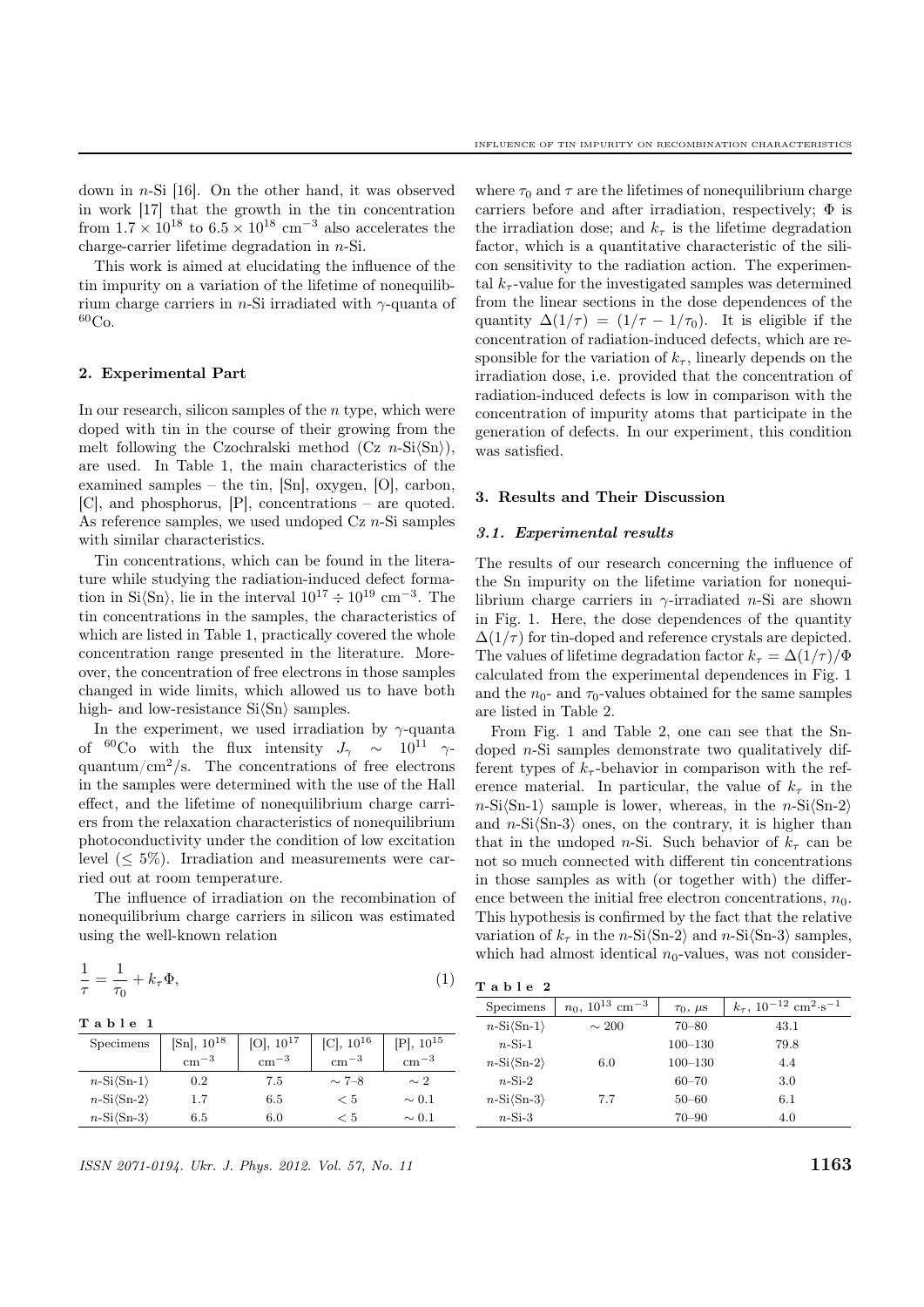down in $n$-Si [16]. On the other hand, it was observed in work [17] that the growth in the tin concentration from $1.7 \times 10^{18}$ to $6.5 \times 10^{18}$ cm$^{-3}$ also accelerates the charge-carrier lifetime degradation in $n$-Si.

This work is aimed at elucidating the influence of the tin impurity on a variation of the lifetime of nonequilibrium charge carriers in $n$-Si irradiated with $\gamma$-quanta of $^{60}$Co.

## 2. Experimental Part

In our research, silicon samples of the $n$ type, which were doped with tin in the course of their growing from the melt following the Czochralski method (Cz $n$-Si⟨Sn⟩), are used. In Table 1, the main characteristics of the examined samples – the tin, [Sn], oxygen, [O], carbon, [C], and phosphorus, [P], concentrations – are quoted. As reference samples, we used undoped Cz $n$-Si samples with similar characteristics.

Tin concentrations, which can be found in the literature while studying the radiation-induced defect formation in Si⟨Sn⟩, lie in the interval $10^{17} \div 10^{19}$ cm$^{-3}$. The tin concentrations in the samples, the characteristics of which are listed in Table 1, practically covered the whole concentration range presented in the literature. Moreover, the concentration of free electrons in those samples changed in wide limits, which allowed us to have both high- and low-resistance Si⟨Sn⟩ samples.

In the experiment, we used irradiation by $\gamma$-quanta of $^{60}$Co with the flux intensity $J_\gamma \sim 10^{11}$ $\gamma$-quantum/cm$^2$/s. The concentrations of free electrons in the samples were determined with the use of the Hall effect, and the lifetime of nonequilibrium charge carriers from the relaxation characteristics of nonequilibrium photoconductivity under the condition of low excitation level ($\leq 5\%$). Irradiation and measurements were carried out at room temperature.

The influence of irradiation on the recombination of nonequilibrium charge carriers in silicon was estimated using the well-known relation

$$\frac{1}{\tau} = \frac{1}{\tau_0} + k_\tau \Phi, \tag{1}$$

**Table 1**

| Specimens | [Sn], $10^{18}$ cm$^{-3}$ | [O], $10^{17}$ cm$^{-3}$ | [C], $10^{16}$ cm$^{-3}$ | [P], $10^{15}$ cm$^{-3}$ |
|---|---|---|---|---|
| $n$-Si⟨Sn-1⟩ | 0.2 | 7.5 | $\sim$ 7–8 | $\sim$ 2 |
| $n$-Si⟨Sn-2⟩ | 1.7 | 6.5 | $<$ 5 | $\sim$ 0.1 |
| $n$-Si⟨Sn-3⟩ | 6.5 | 6.0 | $<$ 5 | $\sim$ 0.1 |

where $\tau_0$ and $\tau$ are the lifetimes of nonequilibrium charge carriers before and after irradiation, respectively; $\Phi$ is the irradiation dose; and $k_\tau$ is the lifetime degradation factor, which is a quantitative characteristic of the silicon sensitivity to the radiation action. The experimental $k_\tau$-value for the investigated samples was determined from the linear sections in the dose dependences of the quantity $\Delta(1/\tau) = (1/\tau - 1/\tau_0)$. It is eligible if the concentration of radiation-induced defects, which are responsible for the variation of $k_\tau$, linearly depends on the irradiation dose, i.e. provided that the concentration of radiation-induced defects is low in comparison with the concentration of impurity atoms that participate in the generation of defects. In our experiment, this condition was satisfied.

## 3. Results and Their Discussion

### 3.1. Experimental results

The results of our research concerning the influence of the Sn impurity on the lifetime variation for nonequilibrium charge carriers in $\gamma$-irradiated $n$-Si are shown in Fig. 1. Here, the dose dependences of the quantity $\Delta(1/\tau)$ for tin-doped and reference crystals are depicted. The values of lifetime degradation factor $k_\tau = \Delta(1/\tau)/\Phi$ calculated from the experimental dependences in Fig. 1 and the $n_0$- and $\tau_0$-values obtained for the same samples are listed in Table 2.

From Fig. 1 and Table 2, one can see that the Sn-doped $n$-Si samples demonstrate two qualitatively different types of $k_\tau$-behavior in comparison with the reference material. In particular, the value of $k_\tau$ in the $n$-Si⟨Sn-1⟩ sample is lower, whereas, in the $n$-Si⟨Sn-2⟩ and $n$-Si⟨Sn-3⟩ ones, on the contrary, it is higher than that in the undoped $n$-Si. Such behavior of $k_\tau$ can be not so much connected with different tin concentrations in those samples as with (or together with) the difference between the initial free electron concentrations, $n_0$. This hypothesis is confirmed by the fact that the relative variation of $k_\tau$ in the $n$-Si⟨Sn-2⟩ and $n$-Si⟨Sn-3⟩ samples, which had almost identical $n_0$-values, was not consider-

**Table 2**

| Specimens | $n_0$, $10^{13}$ cm$^{-3}$ | $\tau_0$, $\mu$s | $k_\tau$, $10^{-12}$ cm$^2$·s$^{-1}$ |
|---|---|---|---|
| $n$-Si⟨Sn-1⟩ | $\sim$ 200 | 70–80 | 43.1 |
| $n$-Si-1 | | 100–130 | 79.8 |
| $n$-Si⟨Sn-2⟩ | 6.0 | 100–130 | 4.4 |
| $n$-Si-2 | | 60–70 | 3.0 |
| $n$-Si⟨Sn-3⟩ | 7.7 | 50–60 | 6.1 |
| $n$-Si-3 | | 70–90 | 4.0 |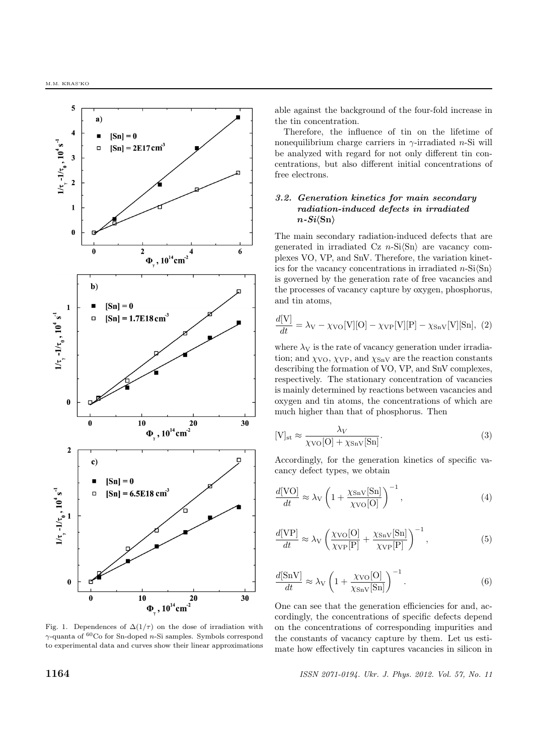able against the background of the four-fold increase in the tin concentration.

Therefore, the influence of tin on the lifetime of nonequilibrium charge carriers in $\gamma$-irradiated $n$-Si will be analyzed with regard for not only different tin concentrations, but also different initial concentrations of free electrons.

### *3.2. Generation kinetics for main secondary radiation-induced defects in irradiated $n$-Si⟨Sn⟩*

The main secondary radiation-induced defects that are generated in irradiated Cz $n$-Si⟨Sn⟩ are vacancy complexes VO, VP, and SnV. Therefore, the variation kinetics for the vacancy concentrations in irradiated $n$-Si⟨Sn⟩ is governed by the generation rate of free vacancies and the processes of vacancy capture by oxygen, phosphorus, and tin atoms,

$$\frac{d[\mathrm{V}]}{dt} = \lambda_{\mathrm{V}} - \chi_{\mathrm{VO}}[\mathrm{V}][\mathrm{O}] - \chi_{\mathrm{VP}}[\mathrm{V}][\mathrm{P}] - \chi_{\mathrm{SnV}}[\mathrm{V}][\mathrm{Sn}], \quad (2)$$

where $\lambda_{\mathrm{V}}$ is the rate of vacancy generation under irradiation; and $\chi_{\mathrm{VO}}$, $\chi_{\mathrm{VP}}$, and $\chi_{\mathrm{SnV}}$ are the reaction constants describing the formation of VO, VP, and SnV complexes, respectively. The stationary concentration of vacancies is mainly determined by reactions between vacancies and oxygen and tin atoms, the concentrations of which are much higher than that of phosphorus. Then

$$[\mathrm{V}]_{\mathrm{st}} \approx \frac{\lambda_V}{\chi_{\mathrm{VO}}[\mathrm{O}] + \chi_{\mathrm{SnV}}[\mathrm{Sn}]}. \quad (3)$$

Accordingly, for the generation kinetics of specific vacancy defect types, we obtain

$$\frac{d[\mathrm{VO}]}{dt} \approx \lambda_{\mathrm{V}} \left(1 + \frac{\chi_{\mathrm{SnV}}[\mathrm{Sn}]}{\chi_{\mathrm{VO}}[\mathrm{O}]}\right)^{-1}, \quad (4)$$

$$\frac{d[\mathrm{VP}]}{dt} \approx \lambda_{\mathrm{V}} \left(\frac{\chi_{\mathrm{VO}}[\mathrm{O}]}{\chi_{\mathrm{VP}}[\mathrm{P}]} + \frac{\chi_{\mathrm{SnV}}[\mathrm{Sn}]}{\chi_{\mathrm{VP}}[\mathrm{P}]}\right)^{-1}, \quad (5)$$

$$\frac{d[\mathrm{SnV}]}{dt} \approx \lambda_{\mathrm{V}} \left(1 + \frac{\chi_{\mathrm{VO}}[\mathrm{O}]}{\chi_{\mathrm{SnV}}[\mathrm{Sn}]}\right)^{-1}. \quad (6)$$

One can see that the generation efficiencies for and, accordingly, the concentrations of specific defects depend on the concentrations of corresponding impurities and the constants of vacancy capture by them. Let us estimate how effectively tin captures vacancies in silicon in

Fig. 1. Dependences of $\Delta(1/\tau)$ on the dose of irradiation with $\gamma$-quanta of $^{60}$Co for Sn-doped $n$-Si samples. Symbols correspond to experimental data and curves show their linear approximations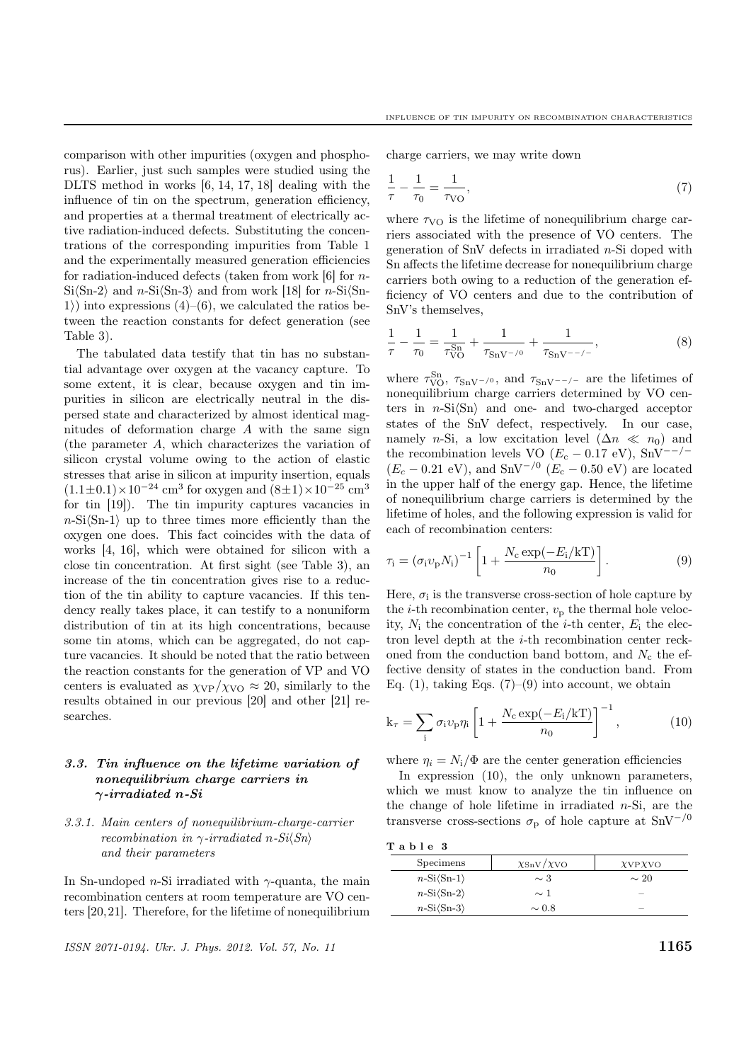comparison with other impurities (oxygen and phosphorus). Earlier, just such samples were studied using the DLTS method in works [6, 14, 17, 18] dealing with the influence of tin on the spectrum, generation efficiency, and properties at a thermal treatment of electrically active radiation-induced defects. Substituting the concentrations of the corresponding impurities from Table 1 and the experimentally measured generation efficiencies for radiation-induced defects (taken from work [6] for $n$-Si⟨Sn-2⟩ and $n$-Si⟨Sn-3⟩ and from work [18] for $n$-Si⟨Sn-1⟩) into expressions (4)–(6), we calculated the ratios between the reaction constants for defect generation (see Table 3).

The tabulated data testify that tin has no substantial advantage over oxygen at the vacancy capture. To some extent, it is clear, because oxygen and tin impurities in silicon are electrically neutral in the dispersed state and characterized by almost identical magnitudes of deformation charge $A$ with the same sign (the parameter $A$, which characterizes the variation of silicon crystal volume owing to the action of elastic stresses that arise in silicon at impurity insertion, equals $(1.1\pm0.1)\times10^{-24}$ cm$^3$ for oxygen and $(8\pm1)\times10^{-25}$ cm$^3$ for tin [19]). The tin impurity captures vacancies in $n$-Si⟨Sn-1⟩ up to three times more efficiently than the oxygen one does. This fact coincides with the data of works [4, 16], which were obtained for silicon with a close tin concentration. At first sight (see Table 3), an increase of the tin concentration gives rise to a reduction of the tin ability to capture vacancies. If this tendency really takes place, it can testify to a nonuniform distribution of tin at its high concentrations, because some tin atoms, which can be aggregated, do not capture vacancies. It should be noted that the ratio between the reaction constants for the generation of VP and VO centers is evaluated as $\chi_{\rm VP}/\chi_{\rm VO} \approx 20$, similarly to the results obtained in our previous [20] and other [21] researches.

### *3.3. Tin influence on the lifetime variation of nonequilibrium charge carriers in γ-irradiated n-Si*

#### *3.3.1. Main centers of nonequilibrium-charge-carrier recombination in γ-irradiated n-Si⟨Sn⟩ and their parameters*

In Sn-undoped $n$-Si irradiated with $\gamma$-quanta, the main recombination centers at room temperature are VO centers [20, 21]. Therefore, for the lifetime of nonequilibrium charge carriers, we may write down

$$\frac{1}{\tau}-\frac{1}{\tau_0}=\frac{1}{\tau_{\rm VO}}, \tag{7}$$

where $\tau_{\rm VO}$ is the lifetime of nonequilibrium charge carriers associated with the presence of VO centers. The generation of SnV defects in irradiated $n$-Si doped with Sn affects the lifetime decrease for nonequilibrium charge carriers both owing to a reduction of the generation efficiency of VO centers and due to the contribution of SnV's themselves,

$$\frac{1}{\tau}-\frac{1}{\tau_0}=\frac{1}{\tau_{\rm VO}^{\rm Sn}}+\frac{1}{\tau_{{\rm SnV}^{-/0}}}+\frac{1}{\tau_{{\rm SnV}^{--/-}}}, \tag{8}$$

where $\tau_{\rm VO}^{\rm Sn}$, $\tau_{{\rm SnV}^{-/0}}$, and $\tau_{{\rm SnV}^{--/-}}$ are the lifetimes of nonequilibrium charge carriers determined by VO centers in $n$-Si⟨Sn⟩ and one- and two-charged acceptor states of the SnV defect, respectively. In our case, namely $n$-Si, a low excitation level ($\Delta n \ll n_0$) and the recombination levels VO ($E_c - 0.17$ eV), SnV$^{--/-}$ ($E_c - 0.21$ eV), and SnV$^{-/0}$ ($E_c - 0.50$ eV) are located in the upper half of the energy gap. Hence, the lifetime of nonequilibrium charge carriers is determined by the lifetime of holes, and the following expression is valid for each of recombination centers:

$$\tau_{\rm i}=(\sigma_{\rm i}\upsilon_{\rm p}N_{\rm i})^{-1}\left[1+\frac{N_{\rm c}\exp(-E_{\rm i}/{\rm kT})}{n_0}\right]. \tag{9}$$

Here, $\sigma_{\rm i}$ is the transverse cross-section of hole capture by the $i$-th recombination center, $\upsilon_{\rm p}$ the thermal hole velocity, $N_{\rm i}$ the concentration of the $i$-th center, $E_{\rm i}$ the electron level depth at the $i$-th recombination center reckoned from the conduction band bottom, and $N_{\rm c}$ the effective density of states in the conduction band. From Eq. (1), taking Eqs. (7)–(9) into account, we obtain

$$k_\tau=\sum_{\rm i}\sigma_{\rm i}\upsilon_{\rm p}\eta_{\rm i}\left[1+\frac{N_{\rm c}\exp(-E_{\rm i}/{\rm kT})}{n_0}\right]^{-1}, \tag{10}$$

where $\eta_i = N_i/\Phi$ are the center generation efficiencies

In expression (10), the only unknown parameters, which we must know to analyze the tin influence on the change of hole lifetime in irradiated $n$-Si, are the transverse cross-sections $\sigma_{\rm p}$ of hole capture at SnV$^{-/0}$

**Table 3**

| Specimens | $\chi_{\rm SnV}/\chi_{\rm VO}$ | $\chi_{\rm VP}\chi_{\rm VO}$ |
|---|---|---|
| $n$-Si⟨Sn-1⟩ | $\sim 3$ | $\sim 20$ |
| $n$-Si⟨Sn-2⟩ | $\sim 1$ | – |
| $n$-Si⟨Sn-3⟩ | $\sim 0.8$ | – |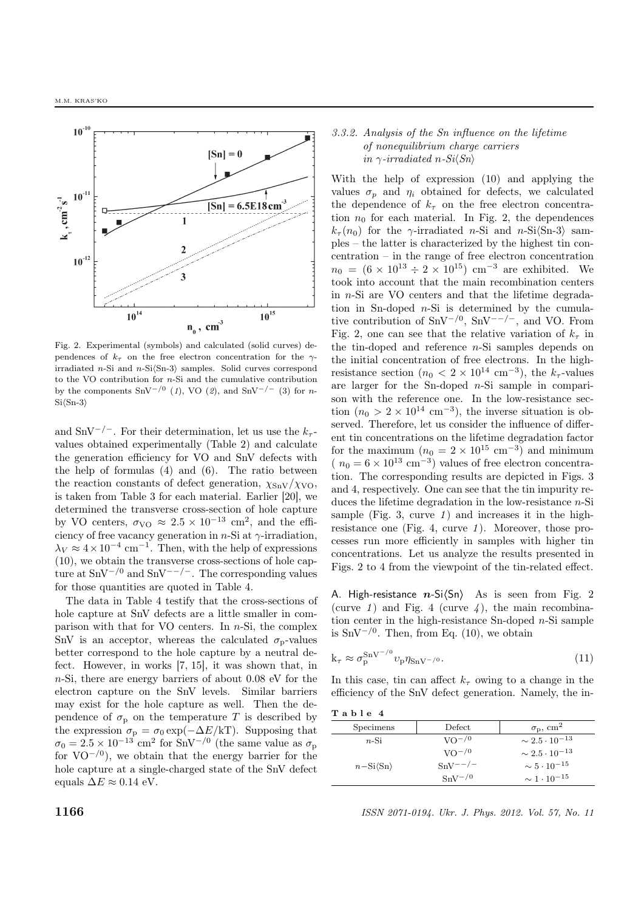Fig. 2. Experimental (symbols) and calculated (solid curves) dependences of $k_\tau$ on the free electron concentration for the $\gamma$-irradiated $n$-Si and $n$-Si⟨Sn-3⟩ samples. Solid curves correspond to the VO contribution for $n$-Si and the cumulative contribution by the components $SnV^{-/0}$ (*1*), VO (*2*), and $SnV^{-/-}$ (*3*) for $n$-Si⟨Sn-3⟩

and $SnV^{-/-}$. For their determination, let us use the $k_\tau$-values obtained experimentally (Table 2) and calculate the generation efficiency for VO and SnV defects with the help of formulas (4) and (6). The ratio between the reaction constants of defect generation, $\chi_{SnV}/\chi_{VO}$, is taken from Table 3 for each material. Earlier [20], we determined the transverse cross-section of hole capture by VO centers, $\sigma_{VO} \approx 2.5 \times 10^{-13}$ cm$^2$, and the efficiency of free vacancy generation in $n$-Si at $\gamma$-irradiation, $\lambda_V \approx 4 \times 10^{-4}$ cm$^{-1}$. Then, with the help of expressions (10), we obtain the transverse cross-sections of hole capture at $SnV^{-/0}$ and $SnV^{--/-}$. The corresponding values for those quantities are quoted in Table 4.

The data in Table 4 testify that the cross-sections of hole capture at SnV defects are a little smaller in comparison with that for VO centers. In $n$-Si, the complex SnV is an acceptor, whereas the calculated $\sigma_p$-values better correspond to the hole capture by a neutral defect. However, in works [7, 15], it was shown that, in $n$-Si, there are energy barriers of about 0.08 eV for the electron capture on the SnV levels. Similar barriers may exist for the hole capture as well. Then the dependence of $\sigma_p$ on the temperature $T$ is described by the expression $\sigma_p = \sigma_0 \exp(-\Delta E/kT)$. Supposing that $\sigma_0 = 2.5 \times 10^{-13}$ cm$^2$ for $SnV^{-/0}$ (the same value as $\sigma_p$ for $VO^{-/0}$), we obtain that the energy barrier for the hole capture at a single-charged state of the SnV defect equals $\Delta E \approx 0.14$ eV.

#### 3.3.2. *Analysis of the Sn influence on the lifetime of nonequilibrium charge carriers in $\gamma$-irradiated n-Si⟨Sn⟩*

With the help of expression (10) and applying the values $\sigma_p$ and $\eta_i$ obtained for defects, we calculated the dependence of $k_\tau$ on the free electron concentration $n_0$ for each material. In Fig. 2, the dependences $k_\tau(n_0)$ for the $\gamma$-irradiated $n$-Si and $n$-Si⟨Sn-3⟩ samples – the latter is characterized by the highest tin concentration – in the range of free electron concentration $n_0 = (6 \times 10^{13} \div 2 \times 10^{15})$ cm$^{-3}$ are exhibited. We took into account that the main recombination centers in $n$-Si are VO centers and that the lifetime degradation in Sn-doped $n$-Si is determined by the cumulative contribution of $SnV^{-/0}$, $SnV^{--/-}$, and VO. From Fig. 2, one can see that the relative variation of $k_\tau$ in the tin-doped and reference $n$-Si samples depends on the initial concentration of free electrons. In the high-resistance section ($n_0 < 2 \times 10^{14}$ cm$^{-3}$), the $k_\tau$-values are larger for the Sn-doped $n$-Si sample in comparison with the reference one. In the low-resistance section ($n_0 > 2 \times 10^{14}$ cm$^{-3}$), the inverse situation is observed. Therefore, let us consider the influence of different tin concentrations on the lifetime degradation factor for the maximum ($n_0 = 2 \times 10^{15}$ cm$^{-3}$) and minimum ($n_0 = 6 \times 10^{13}$ cm$^{-3}$) values of free electron concentration. The corresponding results are depicted in Figs. 3 and 4, respectively. One can see that the tin impurity reduces the lifetime degradation in the low-resistance $n$-Si sample (Fig. 3, curve *1*) and increases it in the high-resistance one (Fig. 4, curve *1*). Moreover, those processes run more efficiently in samples with higher tin concentrations. Let us analyze the results presented in Figs. 2 to 4 from the viewpoint of the tin-related effect.

A. High-resistance **$n$-Si⟨Sn⟩** As is seen from Fig. 2 (curve *1*) and Fig. 4 (curve *4*), the main recombination center in the high-resistance Sn-doped $n$-Si sample is $SnV^{-/0}$. Then, from Eq. (10), we obtain

$$k_\tau \approx \sigma_p^{SnV^{-/0}} \upsilon_p \eta_{SnV^{-/0}}. \tag{11}$$

In this case, tin can affect $k_\tau$ owing to a change in the efficiency of the SnV defect generation. Namely, the in-

**Table 4**

| Specimens | Defect | $\sigma_p$, cm$^2$ |
|---|---|---|
| $n$-Si | $VO^{-/0}$ | $\sim 2.5 \cdot 10^{-13}$ |
| | $VO^{-/0}$ | $\sim 2.5 \cdot 10^{-13}$ |
| $n$–Si⟨Sn⟩ | $SnV^{--/-}$ | $\sim 5 \cdot 10^{-15}$ |
| | $SnV^{-/0}$ | $\sim 1 \cdot 10^{-15}$ |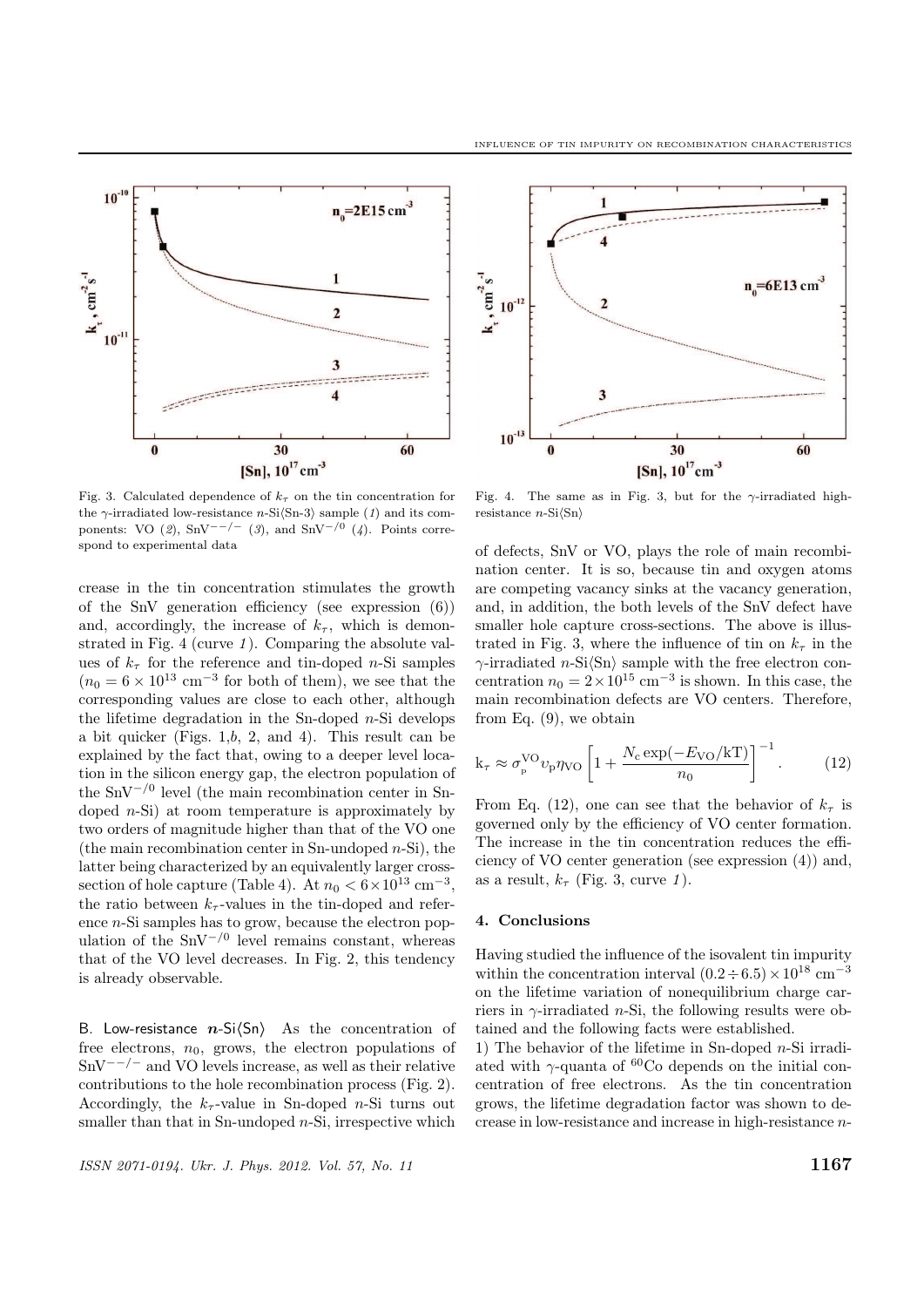Fig. 3. Calculated dependence of $k_\tau$ on the tin concentration for the $\gamma$-irradiated low-resistance $n$-Si⟨Sn-3⟩ sample (*1*) and its components: VO (*2*), $\mathrm{SnV}^{--/-}$ (*3*), and $\mathrm{SnV}^{-/0}$ (*4*). Points correspond to experimental data

Fig. 4. The same as in Fig. 3, but for the $\gamma$-irradiated high-resistance $n$-Si⟨Sn⟩

crease in the tin concentration stimulates the growth of the SnV generation efficiency (see expression (6)) and, accordingly, the increase of $k_\tau$, which is demonstrated in Fig. 4 (curve *1*). Comparing the absolute values of $k_\tau$ for the reference and tin-doped $n$-Si samples ($n_0 = 6 \times 10^{13}$ cm$^{-3}$ for both of them), we see that the corresponding values are close to each other, although the lifetime degradation in the Sn-doped $n$-Si develops a bit quicker (Figs. 1,*b*, 2, and 4). This result can be explained by the fact that, owing to a deeper level location in the silicon energy gap, the electron population of the $\mathrm{SnV}^{-/0}$ level (the main recombination center in Sn-doped $n$-Si) at room temperature is approximately by two orders of magnitude higher than that of the VO one (the main recombination center in Sn-undoped $n$-Si), the latter being characterized by an equivalently larger cross-section of hole capture (Table 4). At $n_0 < 6\times10^{13}$ cm$^{-3}$, the ratio between $k_\tau$-values in the tin-doped and reference $n$-Si samples has to grow, because the electron population of the $\mathrm{SnV}^{-/0}$ level remains constant, whereas that of the VO level decreases. In Fig. 2, this tendency is already observable.

B. Low-resistance **$n$-Si⟨Sn⟩** As the concentration of free electrons, $n_0$, grows, the electron populations of $\mathrm{SnV}^{--/-}$ and VO levels increase, as well as their relative contributions to the hole recombination process (Fig. 2). Accordingly, the $k_\tau$-value in Sn-doped $n$-Si turns out smaller than that in Sn-undoped $n$-Si, irrespective which of defects, SnV or VO, plays the role of main recombination center. It is so, because tin and oxygen atoms are competing vacancy sinks at the vacancy generation, and, in addition, the both levels of the SnV defect have smaller hole capture cross-sections. The above is illustrated in Fig. 3, where the influence of tin on $k_\tau$ in the $\gamma$-irradiated $n$-Si⟨Sn⟩ sample with the free electron concentration $n_0 = 2\times10^{15}$ cm$^{-3}$ is shown. In this case, the main recombination defects are VO centers. Therefore, from Eq. (9), we obtain

$$\mathrm{k}_\tau \approx \sigma_{\mathrm{p}}^{\mathrm{VO}} \upsilon_{\mathrm{p}} \eta_{\mathrm{VO}} \left[1 + \frac{N_{\mathrm{c}} \exp(-E_{\mathrm{VO}}/\mathrm{kT})}{n_0}\right]^{-1}. \tag{12}$$

From Eq. (12), one can see that the behavior of $k_\tau$ is governed only by the efficiency of VO center formation. The increase in the tin concentration reduces the efficiency of VO center generation (see expression (4)) and, as a result, $k_\tau$ (Fig. 3, curve *1*).

## 4. Conclusions

Having studied the influence of the isovalent tin impurity within the concentration interval $(0.2 \div 6.5) \times 10^{18}$ cm$^{-3}$ on the lifetime variation of nonequilibrium charge carriers in $\gamma$-irradiated $n$-Si, the following results were obtained and the following facts were established.

1) The behavior of the lifetime in Sn-doped $n$-Si irradiated with $\gamma$-quanta of $^{60}$Co depends on the initial concentration of free electrons. As the tin concentration grows, the lifetime degradation factor was shown to decrease in low-resistance and increase in high-resistance $n$-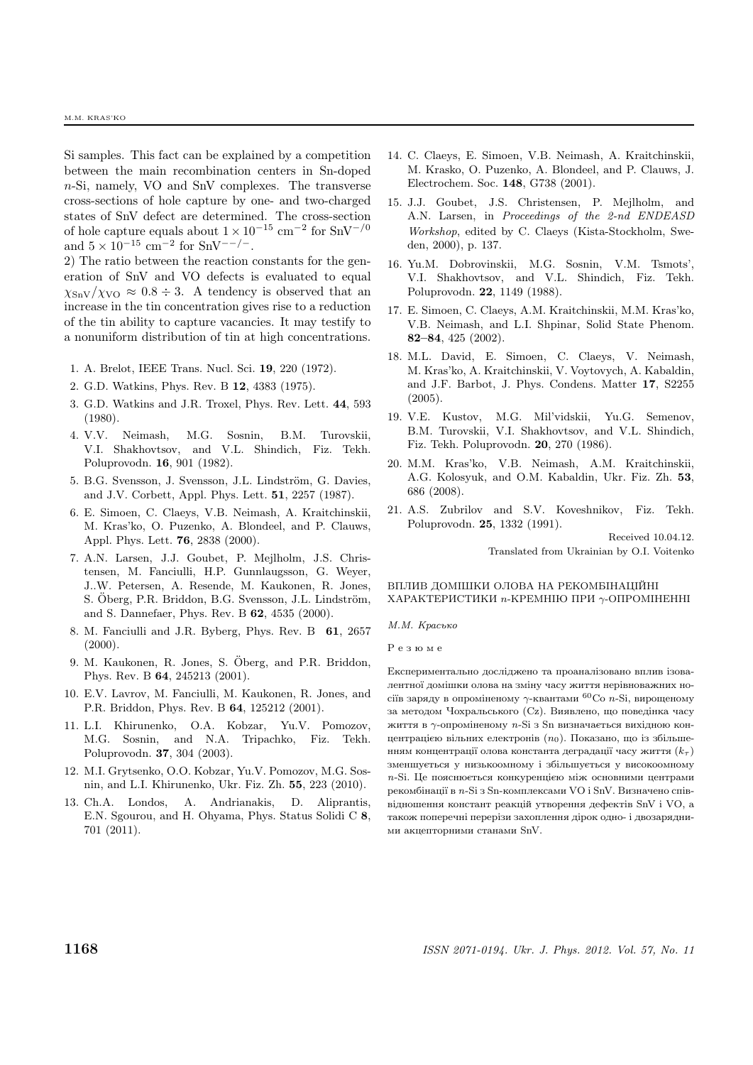Si samples. This fact can be explained by a competition between the main recombination centers in Sn-doped $n$-Si, namely, VO and SnV complexes. The transverse cross-sections of hole capture by one- and two-charged states of SnV defect are determined. The cross-section of hole capture equals about $1 \times 10^{-15}$ cm$^{-2}$ for SnV$^{-/0}$ and $5 \times 10^{-15}$ cm$^{-2}$ for SnV$^{--/-}$.

2) The ratio between the reaction constants for the generation of SnV and VO defects is evaluated to equal $\chi_{\rm SnV}/\chi_{\rm VO} \approx 0.8 \div 3$. A tendency is observed that an increase in the tin concentration gives rise to a reduction of the tin ability to capture vacancies. It may testify to a nonuniform distribution of tin at high concentrations.

1. A. Brelot, IEEE Trans. Nucl. Sci. **19**, 220 (1972).
2. G.D. Watkins, Phys. Rev. B **12**, 4383 (1975).
3. G.D. Watkins and J.R. Troxel, Phys. Rev. Lett. **44**, 593 (1980).
4. V.V. Neimash, M.G. Sosnin, B.M. Turovskii, V.I. Shakhovtsov, and V.L. Shindich, Fiz. Tekh. Poluprovodn. **16**, 901 (1982).
5. B.G. Svensson, J. Svensson, J.L. Lindström, G. Davies, and J.V. Corbett, Appl. Phys. Lett. **51**, 2257 (1987).
6. E. Simoen, C. Claeys, V.B. Neimash, A. Kraitchinskii, M. Kras'ko, O. Puzenko, A. Blondeel, and P. Clauws, Appl. Phys. Lett. **76**, 2838 (2000).
7. A.N. Larsen, J.J. Goubet, P. Mejlholm, J.S. Christensen, M. Fanciulli, H.P. Gunnlaugsson, G. Weyer, J..W. Petersen, A. Resende, M. Kaukonen, R. Jones, S. Öberg, P.R. Briddon, B.G. Svensson, J.L. Lindström, and S. Dannefaer, Phys. Rev. B **62**, 4535 (2000).
8. M. Fanciulli and J.R. Byberg, Phys. Rev. B **61**, 2657 (2000).
9. M. Kaukonen, R. Jones, S. Öberg, and P.R. Briddon, Phys. Rev. B **64**, 245213 (2001).
10. E.V. Lavrov, M. Fanciulli, M. Kaukonen, R. Jones, and P.R. Briddon, Phys. Rev. B **64**, 125212 (2001).
11. L.I. Khirunenko, O.A. Kobzar, Yu.V. Pomozov, M.G. Sosnin, and N.A. Tripachko, Fiz. Tekh. Poluprovodn. **37**, 304 (2003).
12. M.I. Grytsenko, O.O. Kobzar, Yu.V. Pomozov, M.G. Sosnin, and L.I. Khirunenko, Ukr. Fiz. Zh. **55**, 223 (2010).
13. Ch.A. Londos, A. Andrianakis, D. Aliprantis, E.N. Sgourou, and H. Ohyama, Phys. Status Solidi C **8**, 701 (2011).
14. C. Claeys, E. Simoen, V.B. Neimash, A. Kraitchinskii, M. Krasko, O. Puzenko, A. Blondeel, and P. Clauws, J. Electrochem. Soc. **148**, G738 (2001).
15. J.J. Goubet, J.S. Christensen, P. Mejlholm, and A.N. Larsen, in *Proceedings of the 2-nd ENDEASD Workshop*, edited by C. Claeys (Kista-Stockholm, Sweden, 2000), p. 137.
16. Yu.M. Dobrovinskii, M.G. Sosnin, V.M. Tsmots', V.I. Shakhovtsov, and V.L. Shindich, Fiz. Tekh. Poluprovodn. **22**, 1149 (1988).
17. E. Simoen, C. Claeys, A.M. Kraitchinskii, M.M. Kras'ko, V.B. Neimash, and L.I. Shpinar, Solid State Phenom. **82–84**, 425 (2002).
18. M.L. David, E. Simoen, C. Claeys, V. Neimash, M. Kras'ko, A. Kraitchinskii, V. Voytovych, A. Kabaldin, and J.F. Barbot, J. Phys. Condens. Matter **17**, S2255 (2005).
19. V.E. Kustov, M.G. Mil'vidskii, Yu.G. Semenov, B.M. Turovskii, V.I. Shakhovtsov, and V.L. Shindich, Fiz. Tekh. Poluprovodn. **20**, 270 (1986).
20. M.M. Kras'ko, V.B. Neimash, A.M. Kraitchinskii, A.G. Kolosyuk, and O.M. Kabaldin, Ukr. Fiz. Zh. **53**, 686 (2008).
21. A.S. Zubrilov and S.V. Koveshnikov, Fiz. Tekh. Poluprovodn. **25**, 1332 (1991).

Received 10.04.12.
Translated from Ukrainian by O.I. Voitenko

## ВПЛИВ ДОМІШКИ ОЛОВА НА РЕКОМБІНАЦІЙНІ ХАРАКТЕРИСТИКИ $n$-КРЕМНІЮ ПРИ $\gamma$-ОПРОМІНЕННІ

*М.М. Красько*

Р е з ю м е

Експериментально досліджено та проаналізовано вплив ізовалентної домішки олова на зміну часу життя нерівноважних носіїв заряду в опроміненому $\gamma$-квантами $^{60}$Co $n$-Si, вирощеному за методом Чохральського (Cz). Виявлено, що поведінка часу життя в $\gamma$-опроміненому $n$-Si з Sn визначається вихідною концентрацією вільних електронів ($n_0$). Показано, що із збільшенням концентрації олова константа деградації часу життя ($k_\tau$) зменшується у низькоомному і збільшується у високоомному $n$-Si. Це пояснюється конкуренцією між основними центрами рекомбінації в $n$-Si з Sn-комплексами VO і SnV. Визначено співвідношення констант реакцій утворення дефектів SnV і VO, а також поперечні перерізи захоплення дірок одно- і двозарядними акцепторними станами SnV.